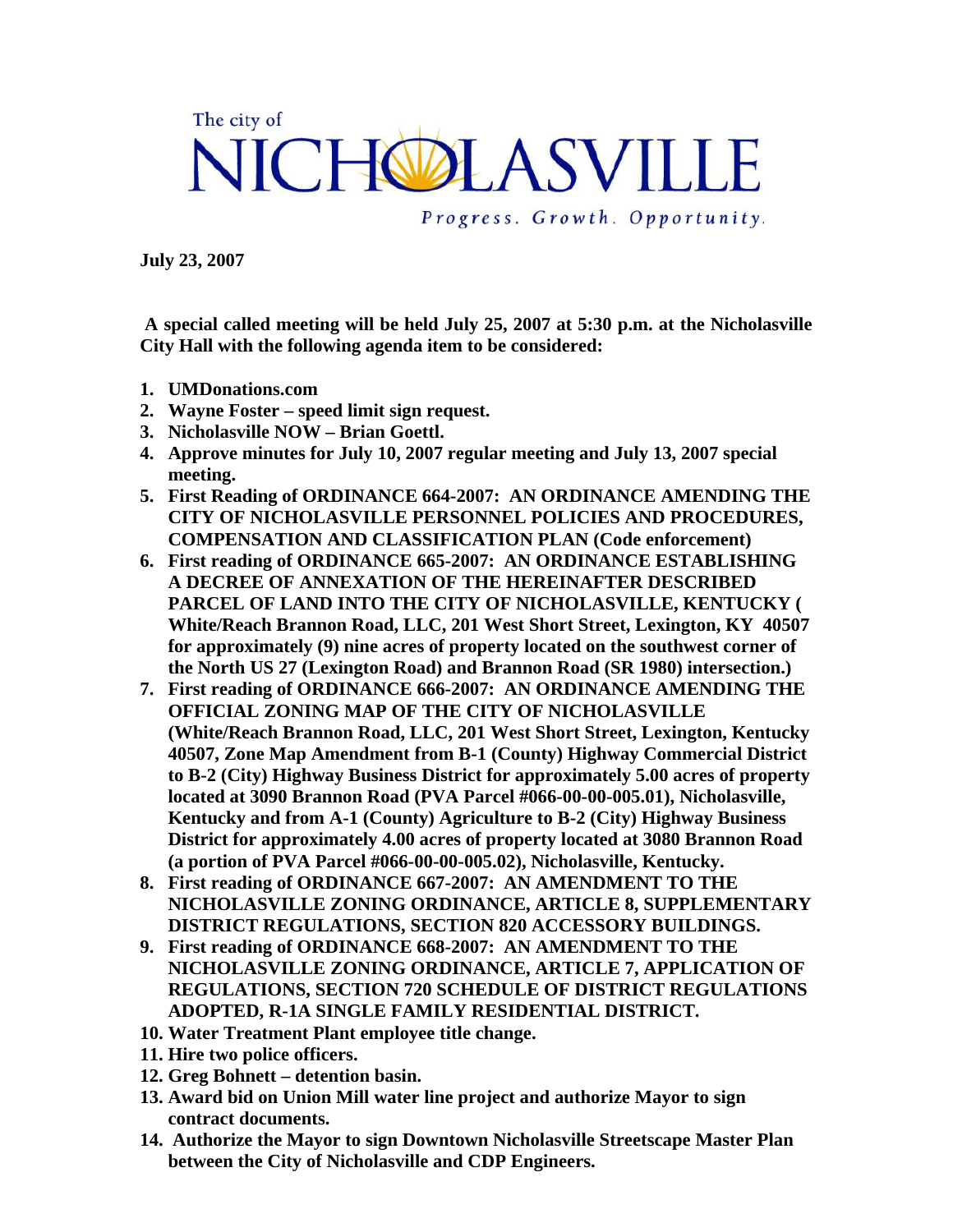The city of

# NICHOLASVILLE

*Progress. Growth. Opportunity.*

**July 23, 2007**

**A special called meeting will be held July 25, 2007 at 5:30 p.m. at the Nicholasville City Hall with the following agenda item to be considered:**

1. **UMDonations.com**
2. **Wayne Foster – speed limit sign request.**
3. **Nicholasville NOW – Brian Goettl.**
4. **Approve minutes for July 10, 2007 regular meeting and July 13, 2007 special meeting.**
5. **First Reading of ORDINANCE 664-2007: AN ORDINANCE AMENDING THE CITY OF NICHOLASVILLE PERSONNEL POLICIES AND PROCEDURES, COMPENSATION AND CLASSIFICATION PLAN (Code enforcement)**
6. **First reading of ORDINANCE 665-2007: AN ORDINANCE ESTABLISHING A DECREE OF ANNEXATION OF THE HEREINAFTER DESCRIBED PARCEL OF LAND INTO THE CITY OF NICHOLASVILLE, KENTUCKY ( White/Reach Brannon Road, LLC, 201 West Short Street, Lexington, KY 40507 for approximately (9) nine acres of property located on the southwest corner of the North US 27 (Lexington Road) and Brannon Road (SR 1980) intersection.)**
7. **First reading of ORDINANCE 666-2007: AN ORDINANCE AMENDING THE OFFICIAL ZONING MAP OF THE CITY OF NICHOLASVILLE (White/Reach Brannon Road, LLC, 201 West Short Street, Lexington, Kentucky 40507, Zone Map Amendment from B-1 (County) Highway Commercial District to B-2 (City) Highway Business District for approximately 5.00 acres of property located at 3090 Brannon Road (PVA Parcel #066-00-00-005.01), Nicholasville, Kentucky and from A-1 (County) Agriculture to B-2 (City) Highway Business District for approximately 4.00 acres of property located at 3080 Brannon Road (a portion of PVA Parcel #066-00-00-005.02), Nicholasville, Kentucky.**
8. **First reading of ORDINANCE 667-2007: AN AMENDMENT TO THE NICHOLASVILLE ZONING ORDINANCE, ARTICLE 8, SUPPLEMENTARY DISTRICT REGULATIONS, SECTION 820 ACCESSORY BUILDINGS.**
9. **First reading of ORDINANCE 668-2007: AN AMENDMENT TO THE NICHOLASVILLE ZONING ORDINANCE, ARTICLE 7, APPLICATION OF REGULATIONS, SECTION 720 SCHEDULE OF DISTRICT REGULATIONS ADOPTED, R-1A SINGLE FAMILY RESIDENTIAL DISTRICT.**
10. **Water Treatment Plant employee title change.**
11. **Hire two police officers.**
12. **Greg Bohnett – detention basin.**
13. **Award bid on Union Mill water line project and authorize Mayor to sign contract documents.**
14. **Authorize the Mayor to sign Downtown Nicholasville Streetscape Master Plan between the City of Nicholasville and CDP Engineers.**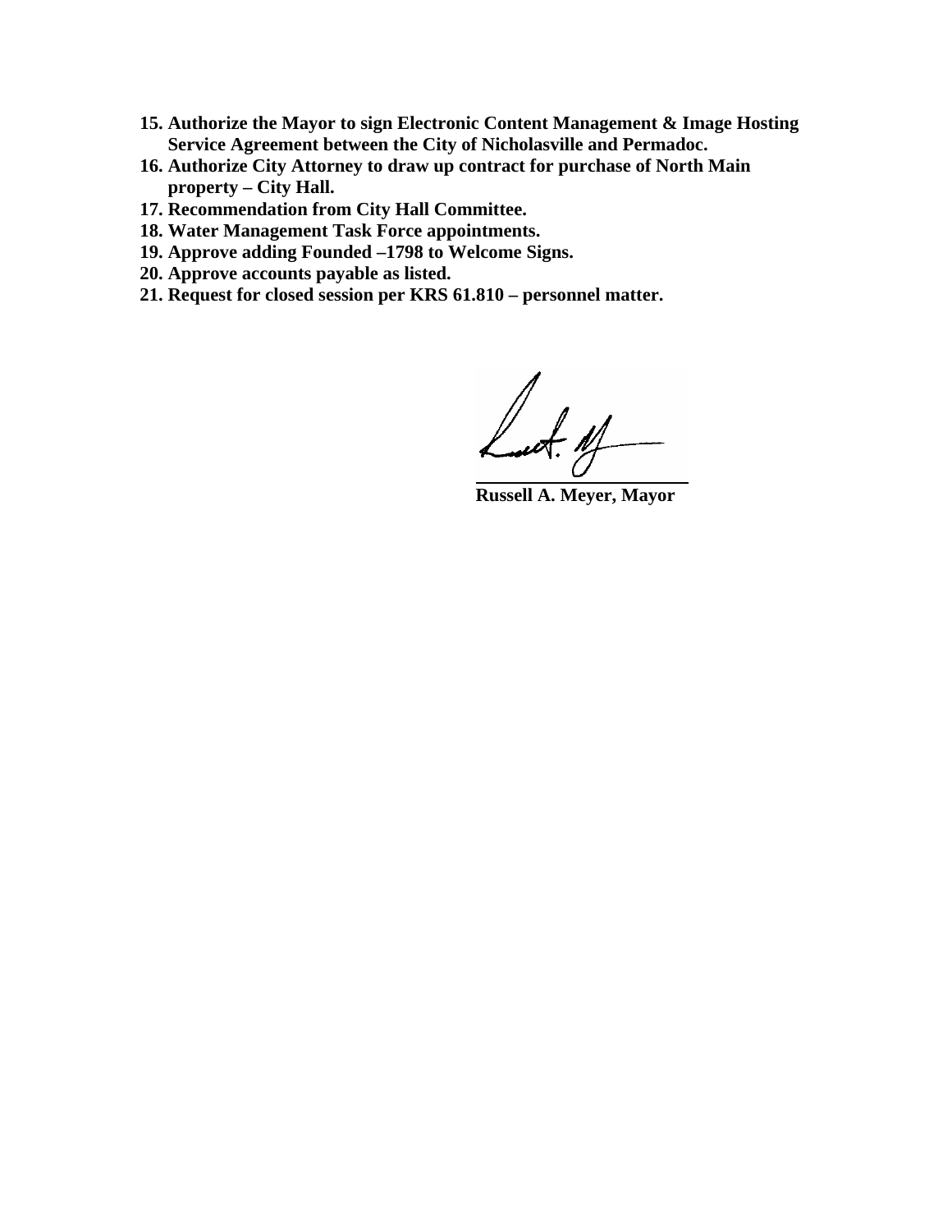15. **Authorize the Mayor to sign Electronic Content Management & Image Hosting Service Agreement between the City of Nicholasville and Permadoc.**
16. **Authorize City Attorney to draw up contract for purchase of North Main property – City Hall.**
17. **Recommendation from City Hall Committee.**
18. **Water Management Task Force appointments.**
19. **Approve adding Founded –1798 to Welcome Signs.**
20. **Approve accounts payable as listed.**
21. **Request for closed session per KRS 61.810 – personnel matter.**

**Russell A. Meyer, Mayor**